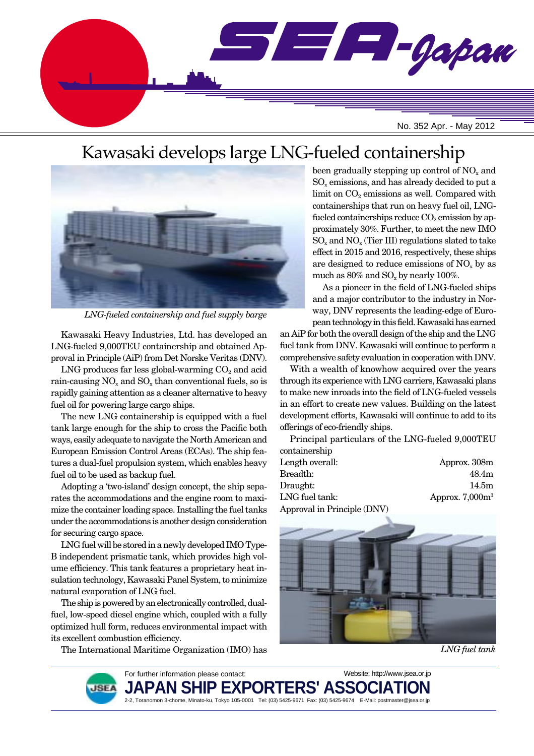# SEA-Japan

No. 352 Apr. - May 2012

## Kawasaki develops large LNG-fueled containership

*LNG-fueled containership and fuel supply barge*

Kawasaki Heavy Industries, Ltd. has developed an LNG-fueled 9,000TEU containership and obtained Approval in Principle (AiP) from Det Norske Veritas (DNV).

LNG produces far less global-warming $CO_2$ and acid rain-causing $NO_x$ and $SO_x$ than conventional fuels, so is rapidly gaining attention as a cleaner alternative to heavy fuel oil for powering large cargo ships.

The new LNG containership is equipped with a fuel tank large enough for the ship to cross the Pacific both ways, easily adequate to navigate the North American and European Emission Control Areas (ECAs). The ship features a dual-fuel propulsion system, which enables heavy fuel oil to be used as backup fuel.

Adopting a 'two-island' design concept, the ship separates the accommodations and the engine room to maximize the container loading space. Installing the fuel tanks under the accommodations is another design consideration for securing cargo space.

LNG fuel will be stored in a newly developed IMO Type-B independent prismatic tank, which provides high volume efficiency. This tank features a proprietary heat insulation technology, Kawasaki Panel System, to minimize natural evaporation of LNG fuel.

The ship is powered by an electronically controlled, dual-fuel, low-speed diesel engine which, coupled with a fully optimized hull form, reduces environmental impact with its excellent combustion efficiency.

The International Maritime Organization (IMO) has been gradually stepping up control of $NO_x$ and $SO_x$ emissions, and has already decided to put a limit on $CO_2$ emissions as well. Compared with containerships that run on heavy fuel oil, LNG-fueled containerships reduce $CO_2$ emission by approximately 30%. Further, to meet the new IMO $SO_x$ and $NO_x$ (Tier III) regulations slated to take effect in 2015 and 2016, respectively, these ships are designed to reduce emissions of $NO_x$ by as much as 80% and $SO_x$ by nearly 100%.

As a pioneer in the field of LNG-fueled ships and a major contributor to the industry in Norway, DNV represents the leading-edge of European technology in this field. Kawasaki has earned an AiP for both the overall design of the ship and the LNG fuel tank from DNV. Kawasaki will continue to perform a comprehensive safety evaluation in cooperation with DNV.

With a wealth of knowhow acquired over the years through its experience with LNG carriers, Kawasaki plans to make new inroads into the field of LNG-fueled vessels in an effort to create new values. Building on the latest development efforts, Kawasaki will continue to add to its offerings of eco-friendly ships.

Principal particulars of the LNG-fueled 9,000TEU containership

| | |
|---|---|
| Length overall: | Approx. 308m |
| Breadth: | 48.4m |
| Draught: | 14.5m |
| LNG fuel tank: | Approx. 7,000m³ |
| Approval in Principle (DNV) | |

*LNG fuel tank*

For further information please contact:
Website: http://www.jsea.or.jp

**JAPAN SHIP EXPORTERS' ASSOCIATION**

2-2, Toranomon 3-chome, Minato-ku, Tokyo 105-0001 Tel: (03) 5425-9671 Fax: (03) 5425-9674 E-Mail: postmaster@jsea.or.jp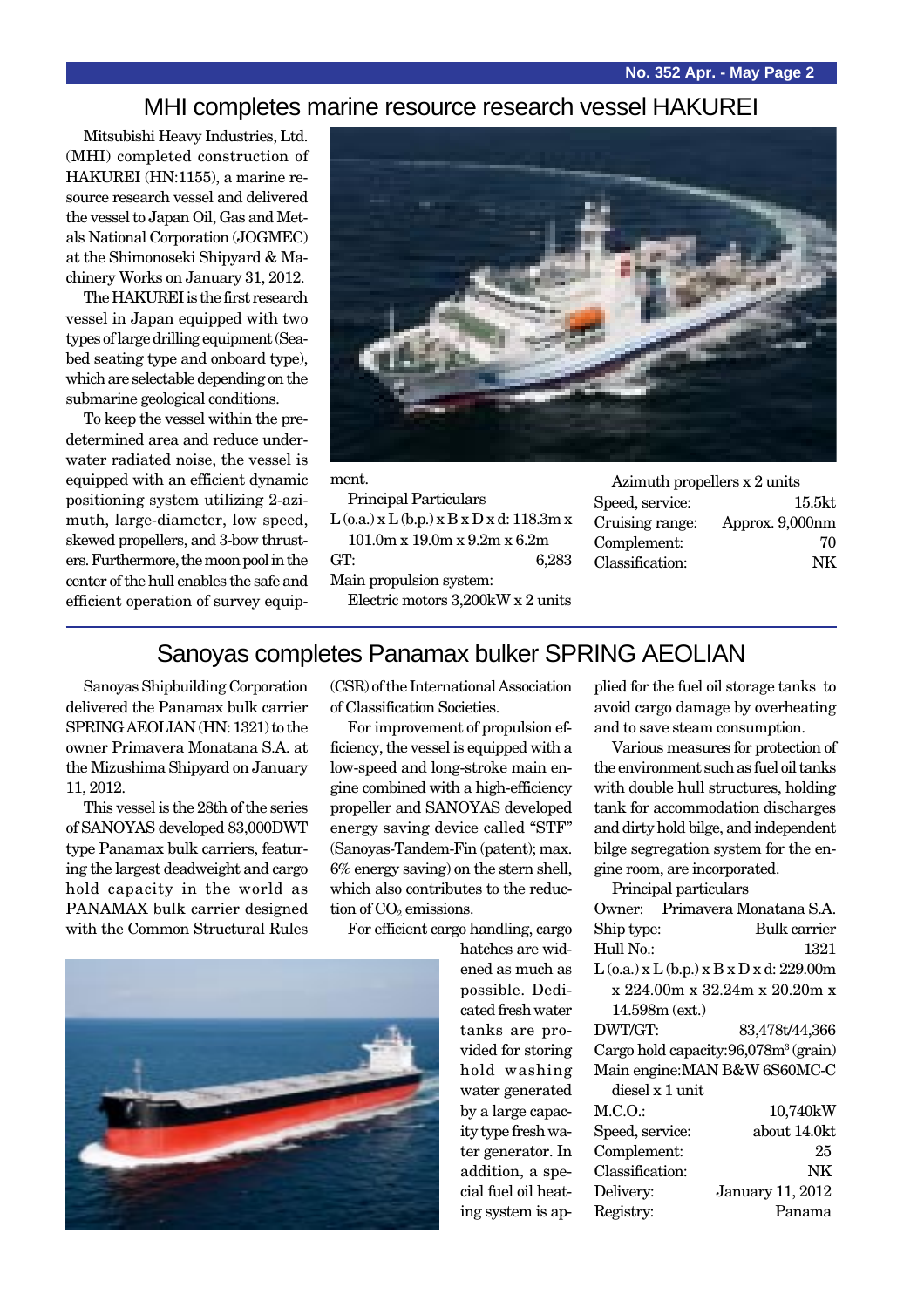# MHI completes marine resource research vessel HAKUREI

Mitsubishi Heavy Industries, Ltd. (MHI) completed construction of HAKUREI (HN:1155), a marine resource research vessel and delivered the vessel to Japan Oil, Gas and Metals National Corporation (JOGMEC) at the Shimonoseki Shipyard & Machinery Works on January 31, 2012.

The HAKUREI is the first research vessel in Japan equipped with two types of large drilling equipment (Seabed seating type and onboard type), which are selectable depending on the submarine geological conditions.

To keep the vessel within the predetermined area and reduce underwater radiated noise, the vessel is equipped with an efficient dynamic positioning system utilizing 2-azimuth, large-diameter, low speed, skewed propellers, and 3-bow thrusters. Furthermore, the moon pool in the center of the hull enables the safe and efficient operation of survey equipment.

Principal Particulars

L (o.a.) x L (b.p.) x B x D x d: 118.3m x 101.0m x 19.0m x 9.2m x 6.2m

GT: 6,283

Main propulsion system:
Electric motors 3,200kW x 2 units
Azimuth propellers x 2 units

Speed, service: 15.5kt

Cruising range: Approx. 9,000nm

Complement: 70

Classification: NK

# Sanoyas completes Panamax bulker SPRING AEOLIAN

Sanoyas Shipbuilding Corporation delivered the Panamax bulk carrier SPRING AEOLIAN (HN: 1321) to the owner Primavera Monatana S.A. at the Mizushima Shipyard on January 11, 2012.

This vessel is the 28th of the series of SANOYAS developed 83,000DWT type Panamax bulk carriers, featuring the largest deadweight and cargo hold capacity in the world as PANAMAX bulk carrier designed with the Common Structural Rules (CSR) of the International Association of Classification Societies.

For improvement of propulsion efficiency, the vessel is equipped with a low-speed and long-stroke main engine combined with a high-efficiency propeller and SANOYAS developed energy saving device called "STF" (Sanoyas-Tandem-Fin (patent); max. 6% energy saving) on the stern shell, which also contributes to the reduction of $CO_2$ emissions.

For efficient cargo handling, cargo hatches are widened as much as possible. Dedicated fresh water tanks are provided for storing hold washing water generated by a large capacity type fresh water generator. In addition, a special fuel oil heating system is applied for the fuel oil storage tanks to avoid cargo damage by overheating and to save steam consumption.

Various measures for protection of the environment such as fuel oil tanks with double hull structures, holding tank for accommodation discharges and dirty hold bilge, and independent bilge segregation system for the engine room, are incorporated.

Principal particulars

Owner: Primavera Monatana S.A.

Ship type: Bulk carrier

Hull No.: 1321

L (o.a.) x L (b.p.) x B x D x d: 229.00m x 224.00m x 32.24m x 20.20m x 14.598m (ext.)

DWT/GT: 83,478t/44,366

Cargo hold capacity: 96,078m$^3$ (grain)

Main engine: MAN B&W 6S60MC-C diesel x 1 unit

M.C.O.: 10,740kW

Speed, service: about 14.0kt

Complement: 25

Classification: NK

Delivery: January 11, 2012

Registry: Panama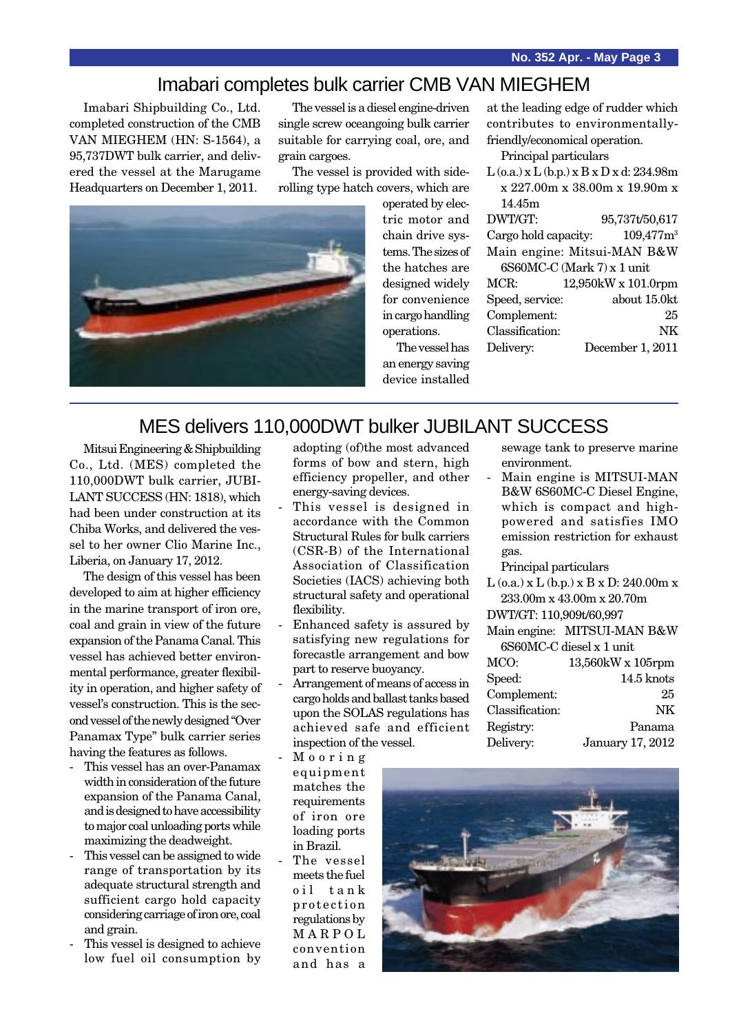# Imabari completes bulk carrier CMB VAN MIEGHEM

Imabari Shipbuilding Co., Ltd. completed construction of the CMB VAN MIEGHEM (HN: S-1564), a 95,737DWT bulk carrier, and delivered the vessel at the Marugame Headquarters on December 1, 2011.

The vessel is a diesel engine-driven single screw oceangoing bulk carrier suitable for carrying coal, ore, and grain cargoes.

The vessel is provided with side-rolling type hatch covers, which are operated by electric motor and chain drive systems. The sizes of the hatches are designed widely for convenience in cargo handling operations.

The vessel has an energy saving device installed at the leading edge of rudder which contributes to environmentally-friendly/economical operation.

Principal particulars

L (o.a.) x L (b.p.) x B x D x d: 234.98m x 227.00m x 38.00m x 19.90m x 14.45m

| | |
|---|---|
| DWT/GT: | 95,737t/50,617 |
| Cargo hold capacity: | 109,477m$^3$ |

Main engine: Mitsui-MAN B&W 6S60MC-C (Mark 7) x 1 unit

| | |
|---|---|
| MCR: | 12,950kW x 101.0rpm |
| Speed, service: | about 15.0kt |
| Complement: | 25 |
| Classification: | NK |
| Delivery: | December 1, 2011 |

# MES delivers 110,000DWT bulker JUBILANT SUCCESS

Mitsui Engineering & Shipbuilding Co., Ltd. (MES) completed the 110,000DWT bulk carrier, JUBILANT SUCCESS (HN: 1818), which had been under construction at its Chiba Works, and delivered the vessel to her owner Clio Marine Inc., Liberia, on January 17, 2012.

The design of this vessel has been developed to aim at higher efficiency in the marine transport of iron ore, coal and grain in view of the future expansion of the Panama Canal. This vessel has achieved better environmental performance, greater flexibility in operation, and higher safety of vessel's construction. This is the second vessel of the newly designed "Over Panamax Type" bulk carrier series having the features as follows.

- This vessel has an over-Panamax width in consideration of the future expansion of the Panama Canal, and is designed to have accessibility to major coal unloading ports while maximizing the deadweight.
- This vessel can be assigned to wide range of transportation by its adequate structural strength and sufficient cargo hold capacity considering carriage of iron ore, coal and grain.
- This vessel is designed to achieve low fuel oil consumption by adopting (of)the most advanced forms of bow and stern, high efficiency propeller, and other energy-saving devices.
- This vessel is designed in accordance with the Common Structural Rules for bulk carriers (CSR-B) of the International Association of Classification Societies (IACS) achieving both structural safety and operational flexibility.
- Enhanced safety is assured by satisfying new regulations for forecastle arrangement and bow part to reserve buoyancy.
- Arrangement of means of access in cargo holds and ballast tanks based upon the SOLAS regulations has achieved safe and efficient inspection of the vessel.
- Mooring equipment matches the requirements of iron ore loading ports in Brazil.
- The vessel meets the fuel oil tank protection regulations by MARPOL convention and has a sewage tank to preserve marine environment.
- Main engine is MITSUI-MAN B&W 6S60MC-C Diesel Engine, which is compact and high-powered and satisfies IMO emission restriction for exhaust gas.

Principal particulars

L (o.a.) x L (b.p.) x B x D: 240.00m x 233.00m x 43.00m x 20.70m

DWT/GT: 110,909t/60,997

Main engine: MITSUI-MAN B&W 6S60MC-C diesel x 1 unit

| | |
|---|---|
| MCO: | 13,560kW x 105rpm |
| Speed: | 14.5 knots |
| Complement: | 25 |
| Classification: | NK |
| Registry: | Panama |
| Delivery: | January 17, 2012 |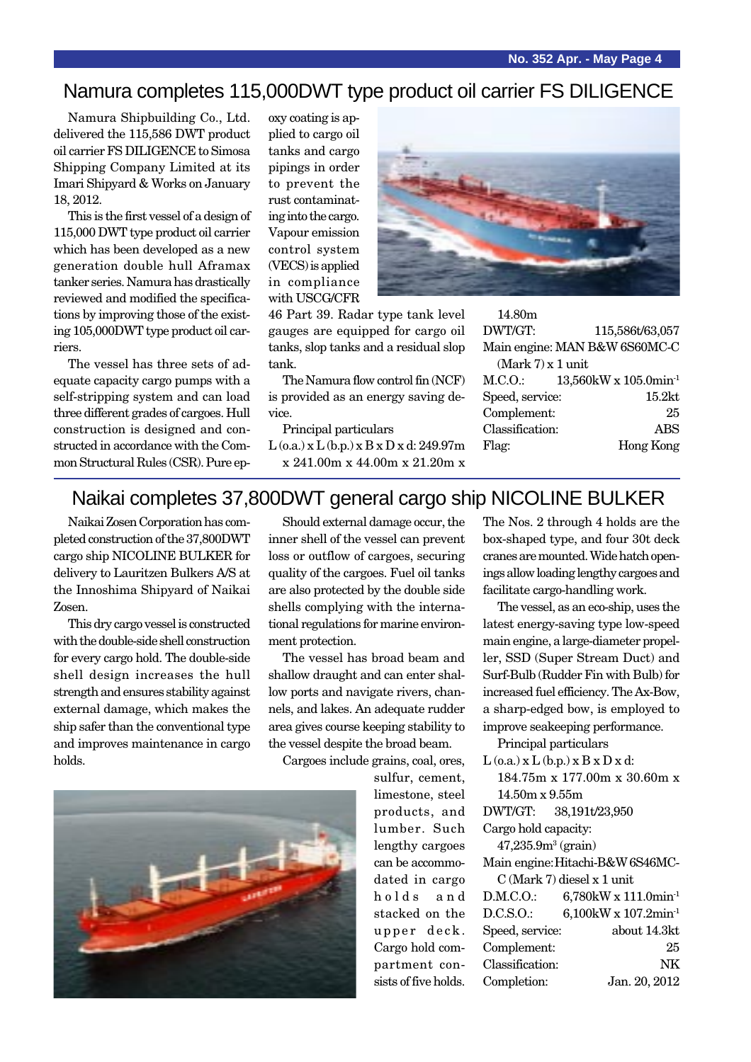## Namura completes 115,000DWT type product oil carrier FS DILIGENCE

Namura Shipbuilding Co., Ltd. delivered the 115,586 DWT product oil carrier FS DILIGENCE to Simosa Shipping Company Limited at its Imari Shipyard & Works on January 18, 2012.

This is the first vessel of a design of 115,000 DWT type product oil carrier which has been developed as a new generation double hull Aframax tanker series. Namura has drastically reviewed and modified the specifications by improving those of the existing 105,000DWT type product oil carriers.

The vessel has three sets of adequate capacity cargo pumps with a self-stripping system and can load three different grades of cargoes. Hull construction is designed and constructed in accordance with the Common Structural Rules (CSR). Pure epoxy coating is applied to cargo oil tanks and cargo pipings in order to prevent the rust contaminating into the cargo. Vapour emission control system (VECS) is applied in compliance with USCG/CFR 46 Part 39. Radar type tank level gauges are equipped for cargo oil tanks, slop tanks and a residual slop tank.

The Namura flow control fin (NCF) is provided as an energy saving device.

Principal particulars

L (o.a.) x L (b.p.) x B x D x d: 249.97m x 241.00m x 44.00m x 21.20m x 14.80m

| | |
|---|---|
| DWT/GT: | 115,586t/63,057 |
| Main engine: MAN B&W 6S60MC-C (Mark 7) x 1 unit | |
| M.C.O.: | 13,560kW x 105.0min$^{-1}$ |
| Speed, service: | 15.2kt |
| Complement: | 25 |
| Classification: | ABS |
| Flag: | Hong Kong |

## Naikai completes 37,800DWT general cargo ship NICOLINE BULKER

Naikai Zosen Corporation has completed construction of the 37,800DWT cargo ship NICOLINE BULKER for delivery to Lauritzen Bulkers A/S at the Innoshima Shipyard of Naikai Zosen.

This dry cargo vessel is constructed with the double-side shell construction for every cargo hold. The double-side shell design increases the hull strength and ensures stability against external damage, which makes the ship safer than the conventional type and improves maintenance in cargo holds.

Should external damage occur, the inner shell of the vessel can prevent loss or outflow of cargoes, securing quality of the cargoes. Fuel oil tanks are also protected by the double side shells complying with the international regulations for marine environment protection.

The vessel has broad beam and shallow draught and can enter shallow ports and navigate rivers, channels, and lakes. An adequate rudder area gives course keeping stability to the vessel despite the broad beam.

Cargoes include grains, coal, ores, sulfur, cement, limestone, steel products, and lumber. Such lengthy cargoes can be accommodated in cargo holds and stacked on the upper deck. Cargo hold compartment consists of five holds. The Nos. 2 through 4 holds are the box-shaped type, and four 30t deck cranes are mounted. Wide hatch openings allow loading lengthy cargoes and facilitate cargo-handling work.

The vessel, as an eco-ship, uses the latest energy-saving type low-speed main engine, a large-diameter propeller, SSD (Super Stream Duct) and Surf-Bulb (Rudder Fin with Bulb) for increased fuel efficiency. The Ax-Bow, a sharp-edged bow, is employed to improve seakeeping performance.

Principal particulars

L (o.a.) x L (b.p.) x B x D x d: 184.75m x 177.00m x 30.60m x 14.50m x 9.55m

DWT/GT: 38,191t/23,950

Cargo hold capacity: 47,235.9m$^3$ (grain)

Main engine: Hitachi-B&W 6S46MC-C (Mark 7) diesel x 1 unit

| | |
|---|---|
| D.M.C.O.: | 6,780kW x 111.0min$^{-1}$ |
| D.C.S.O.: | 6,100kW x 107.2min$^{-1}$ |
| Speed, service: | about 14.3kt |
| Complement: | 25 |
| Classification: | NK |
| Completion: | Jan. 20, 2012 |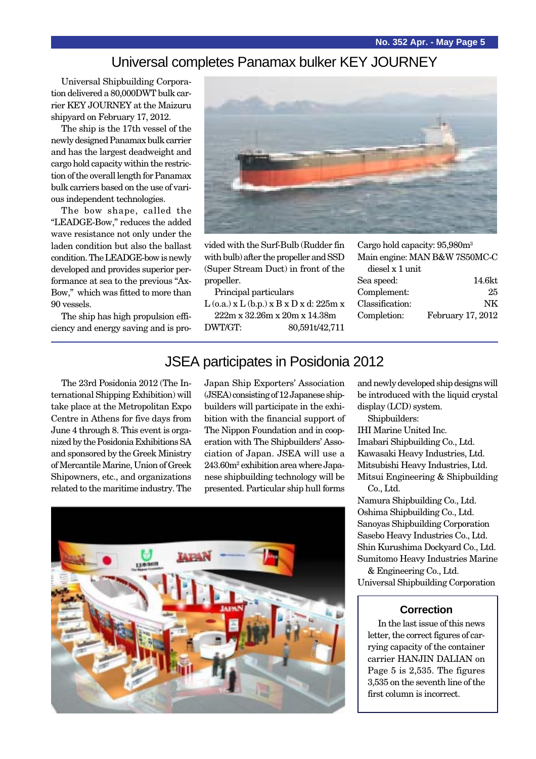# Universal completes Panamax bulker KEY JOURNEY

Universal Shipbuilding Corporation delivered a 80,000DWT bulk carrier KEY JOURNEY at the Maizuru shipyard on February 17, 2012.

The ship is the 17th vessel of the newly designed Panamax bulk carrier and has the largest deadweight and cargo hold capacity within the restriction of the overall length for Panamax bulk carriers based on the use of various independent technologies.

The bow shape, called the "LEADGE-Bow," reduces the added wave resistance not only under the laden condition but also the ballast condition. The LEADGE-bow is newly developed and provides superior performance at sea to the previous "Ax-Bow," which was fitted to more than 90 vessels.

The ship has high propulsion efficiency and energy saving and is provided with the Surf-Bulb (Rudder fin with bulb) after the propeller and SSD (Super Stream Duct) in front of the propeller.

Principal particulars

L (o.a.) x L (b.p.) x B x D x d: 225m x 222m x 32.26m x 20m x 14.38m

DWT/GT: 80,591t/42,711

Cargo hold capacity: 95,980m$^3$

Main engine: MAN B&W 7S50MC-C diesel x 1 unit

Sea speed: 14.6kt

Complement: 25

Classification: NK

Completion: February 17, 2012

# JSEA participates in Posidonia 2012

The 23rd Posidonia 2012 (The International Shipping Exhibition) will take place at the Metropolitan Expo Centre in Athens for five days from June 4 through 8. This event is organized by the Posidonia Exhibitions SA and sponsored by the Greek Ministry of Mercantile Marine, Union of Greek Shipowners, etc., and organizations related to the maritime industry. The Japan Ship Exporters' Association (JSEA) consisting of 12 Japanese shipbuilders will participate in the exhibition with the financial support of The Nippon Foundation and in cooperation with The Shipbuilders' Association of Japan. JSEA will use a 243.60m$^2$ exhibition area where Japanese shipbuilding technology will be presented. Particular ship hull forms and newly developed ship designs will be introduced with the liquid crystal display (LCD) system.

Shipbuilders:

IHI Marine United Inc.
Imabari Shipbuilding Co., Ltd.
Kawasaki Heavy Industries, Ltd.
Mitsubishi Heavy Industries, Ltd.
Mitsui Engineering & Shipbuilding Co., Ltd.
Namura Shipbuilding Co., Ltd.
Oshima Shipbuilding Co., Ltd.
Sanoyas Shipbuilding Corporation
Sasebo Heavy Industries Co., Ltd.
Shin Kurushima Dockyard Co., Ltd.
Sumitomo Heavy Industries Marine & Engineering Co., Ltd.
Universal Shipbuilding Corporation

## Correction

In the last issue of this news letter, the correct figures of carrying capacity of the container carrier HANJIN DALIAN on Page 5 is 2,535. The figures 3,535 on the seventh line of the first column is incorrect.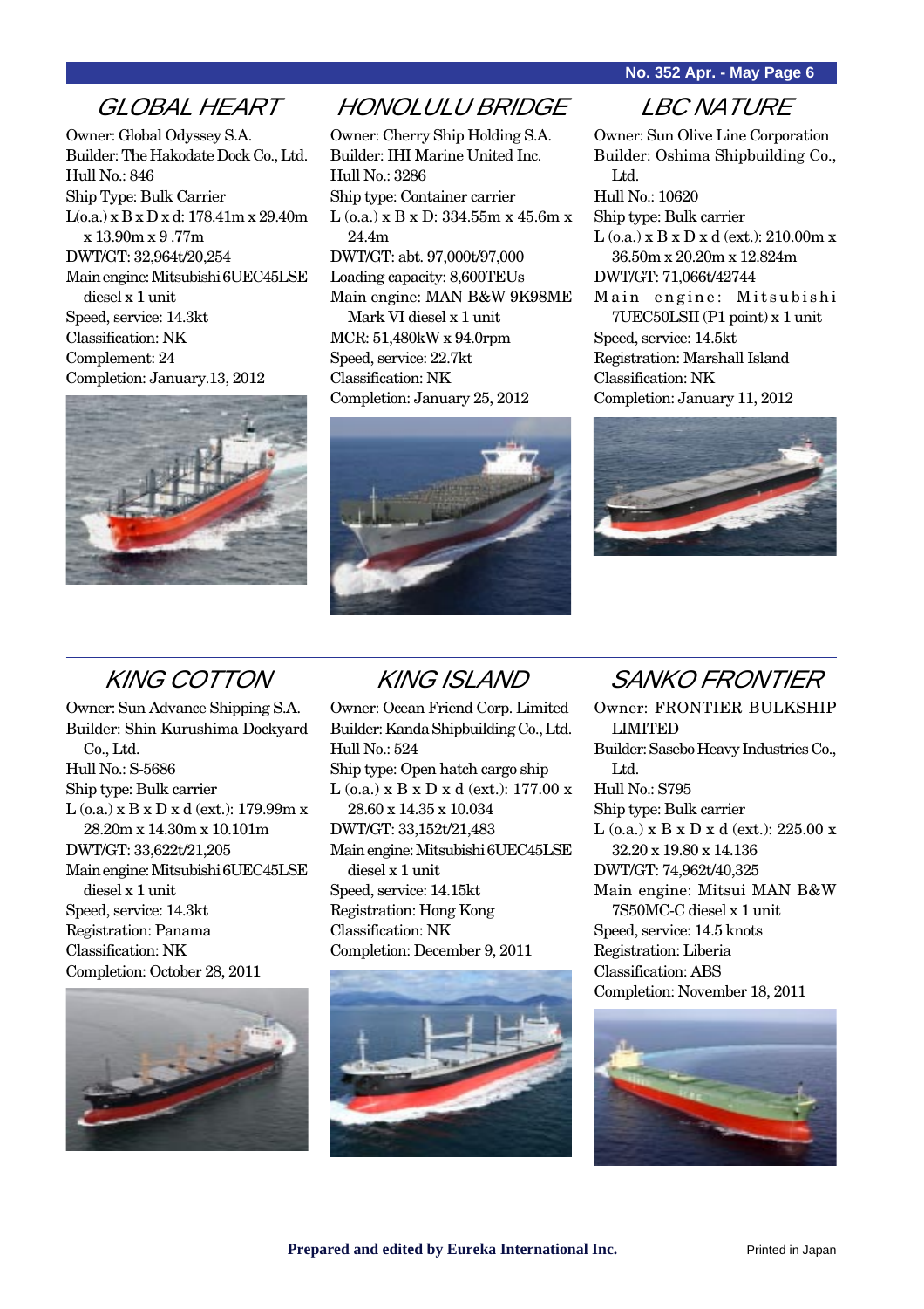## GLOBAL HEART

Owner: Global Odyssey S.A.
Builder: The Hakodate Dock Co., Ltd.
Hull No.: 846
Ship Type: Bulk Carrier
L(o.a.) x B x D x d: 178.41m x 29.40m x 13.90m x 9 .77m
DWT/GT: 32,964t/20,254
Main engine: Mitsubishi 6UEC45LSE diesel x 1 unit
Speed, service: 14.3kt
Classification: NK
Complement: 24
Completion: January.13, 2012

## HONOLULU BRIDGE

Owner: Cherry Ship Holding S.A.
Builder: IHI Marine United Inc.
Hull No.: 3286
Ship type: Container carrier
L (o.a.) x B x D: 334.55m x 45.6m x 24.4m
DWT/GT: abt. 97,000t/97,000
Loading capacity: 8,600TEUs
Main engine: MAN B&W 9K98ME Mark VI diesel x 1 unit
MCR: 51,480kW x 94.0rpm
Speed, service: 22.7kt
Classification: NK
Completion: January 25, 2012

## LBC NATURE

Owner: Sun Olive Line Corporation
Builder: Oshima Shipbuilding Co., Ltd.
Hull No.: 10620
Ship type: Bulk carrier
L (o.a.) x B x D x d (ext.): 210.00m x 36.50m x 20.20m x 12.824m
DWT/GT: 71,066t/42744
Main engine: Mitsubishi 7UEC50LSII (P1 point) x 1 unit
Speed, service: 14.5kt
Registration: Marshall Island
Classification: NK
Completion: January 11, 2012

## KING COTTON

Owner: Sun Advance Shipping S.A.
Builder: Shin Kurushima Dockyard Co., Ltd.
Hull No.: S-5686
Ship type: Bulk carrier
L (o.a.) x B x D x d (ext.): 179.99m x 28.20m x 14.30m x 10.101m
DWT/GT: 33,622t/21,205
Main engine: Mitsubishi 6UEC45LSE diesel x 1 unit
Speed, service: 14.3kt
Registration: Panama
Classification: NK
Completion: October 28, 2011

## KING ISLAND

Owner: Ocean Friend Corp. Limited
Builder: Kanda Shipbuilding Co., Ltd.
Hull No.: 524
Ship type: Open hatch cargo ship
L (o.a.) x B x D x d (ext.): 177.00 x 28.60 x 14.35 x 10.034
DWT/GT: 33,152t/21,483
Main engine: Mitsubishi 6UEC45LSE diesel x 1 unit
Speed, service: 14.15kt
Registration: Hong Kong
Classification: NK
Completion: December 9, 2011

## SANKO FRONTIER

Owner: FRONTIER BULKSHIP LIMITED
Builder: Sasebo Heavy Industries Co., Ltd.
Hull No.: S795
Ship type: Bulk carrier
L (o.a.) x B x D x d (ext.): 225.00 x 32.20 x 19.80 x 14.136
DWT/GT: 74,962t/40,325
Main engine: Mitsui MAN B&W 7S50MC-C diesel x 1 unit
Speed, service: 14.5 knots
Registration: Liberia
Classification: ABS
Completion: November 18, 2011

**Prepared and edited by Eureka International Inc.** Printed in Japan